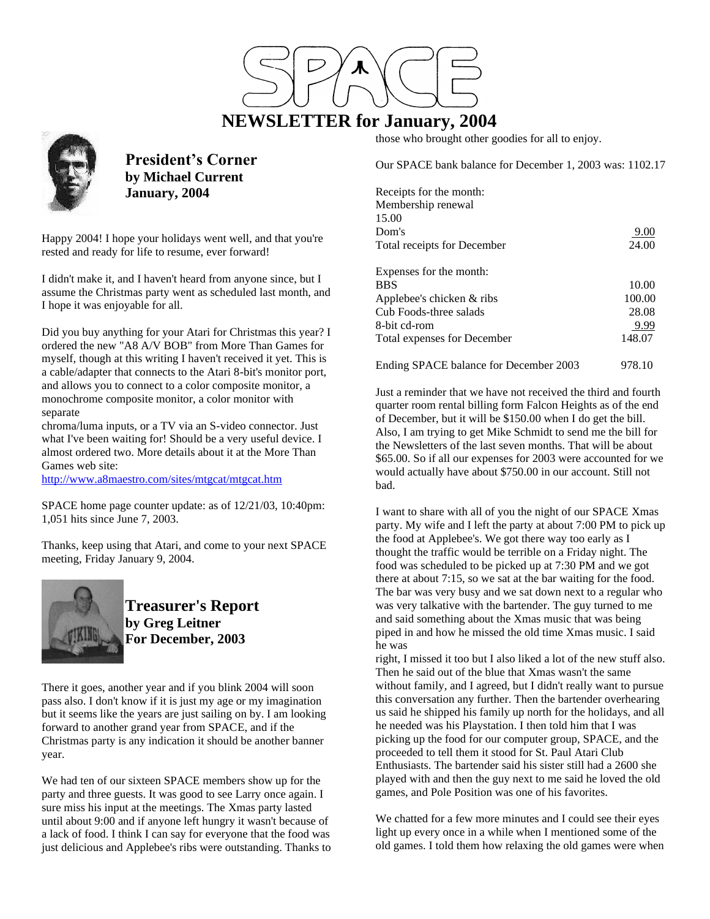# SPACE

# NEWSLETTER for January, 2004

## President's Corner
### by Michael Current
### January, 2004

Happy 2004! I hope your holidays went well, and that you're rested and ready for life to resume, ever forward!

I didn't make it, and I haven't heard from anyone since, but I assume the Christmas party went as scheduled last month, and I hope it was enjoyable for all.

Did you buy anything for your Atari for Christmas this year? I ordered the new "A8 A/V BOB" from More Than Games for myself, though at this writing I haven't received it yet. This is a cable/adapter that connects to the Atari 8-bit's monitor port, and allows you to connect to a color composite monitor, a monochrome composite monitor, a color monitor with separate chroma/luma inputs, or a TV via an S-video connector. Just what I've been waiting for! Should be a very useful device. I almost ordered two. More details about it at the More Than Games web site:
http://www.a8maestro.com/sites/mtgcat/mtgcat.htm

SPACE home page counter update: as of 12/21/03, 10:40pm: 1,051 hits since June 7, 2003.

Thanks, keep using that Atari, and come to your next SPACE meeting, Friday January 9, 2004.

## Treasurer's Report
### by Greg Leitner
### For December, 2003

There it goes, another year and if you blink 2004 will soon pass also. I don't know if it is just my age or my imagination but it seems like the years are just sailing on by. I am looking forward to another grand year from SPACE, and if the Christmas party is any indication it should be another banner year.

We had ten of our sixteen SPACE members show up for the party and three guests. It was good to see Larry once again. I sure miss his input at the meetings. The Xmas party lasted until about 9:00 and if anyone left hungry it wasn't because of a lack of food. I think I can say for everyone that the food was just delicious and Applebee's ribs were outstanding. Thanks to those who brought other goodies for all to enjoy.

Our SPACE bank balance for December 1, 2003 was: 1102.17

| | |
|---|---|
| Receipts for the month: | |
| Membership renewal | 15.00 |
| Dom's | 9.00 |
| Total receipts for December | 24.00 |
| | |
| Expenses for the month: | |
| BBS | 10.00 |
| Applebee's chicken & ribs | 100.00 |
| Cub Foods-three salads | 28.08 |
| 8-bit cd-rom | 9.99 |
| Total expenses for December | 148.07 |
| | |
| Ending SPACE balance for December 2003 | 978.10 |

Just a reminder that we have not received the third and fourth quarter room rental billing form Falcon Heights as of the end of December, but it will be $150.00 when I do get the bill. Also, I am trying to get Mike Schmidt to send me the bill for the Newsletters of the last seven months. That will be about $65.00. So if all our expenses for 2003 were accounted for we would actually have about $750.00 in our account. Still not bad.

I want to share with all of you the night of our SPACE Xmas party. My wife and I left the party at about 7:00 PM to pick up the food at Applebee's. We got there way too early as I thought the traffic would be terrible on a Friday night. The food was scheduled to be picked up at 7:30 PM and we got there at about 7:15, so we sat at the bar waiting for the food. The bar was very busy and we sat down next to a regular who was very talkative with the bartender. The guy turned to me and said something about the Xmas music that was being piped in and how he missed the old time Xmas music. I said he was right, I missed it too but I also liked a lot of the new stuff also. Then he said out of the blue that Xmas wasn't the same without family, and I agreed, but I didn't really want to pursue this conversation any further. Then the bartender overhearing us said he shipped his family up north for the holidays, and all he needed was his Playstation. I then told him that I was picking up the food for our computer group, SPACE, and the proceeded to tell them it stood for St. Paul Atari Club Enthusiasts. The bartender said his sister still had a 2600 she played with and then the guy next to me said he loved the old games, and Pole Position was one of his favorites.

We chatted for a few more minutes and I could see their eyes light up every once in a while when I mentioned some of the old games. I told them how relaxing the old games were when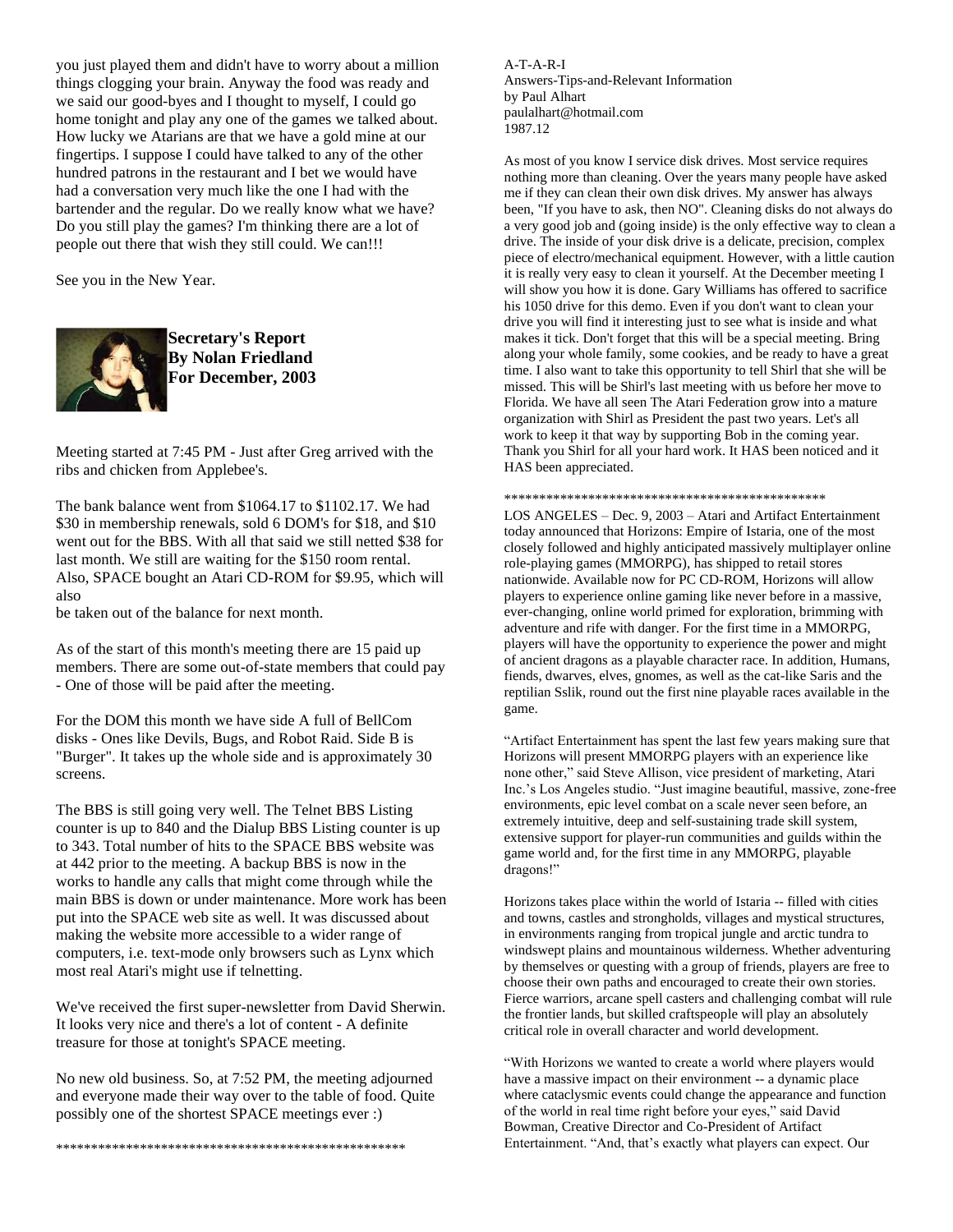you just played them and didn't have to worry about a million things clogging your brain. Anyway the food was ready and we said our good-byes and I thought to myself, I could go home tonight and play any one of the games we talked about. How lucky we Atarians are that we have a gold mine at our fingertips. I suppose I could have talked to any of the other hundred patrons in the restaurant and I bet we would have had a conversation very much like the one I had with the bartender and the regular. Do we really know what we have? Do you still play the games? I'm thinking there are a lot of people out there that wish they still could. We can!!!

See you in the New Year.

**Secretary's Report**
**By Nolan Friedland**
**For December, 2003**

Meeting started at 7:45 PM - Just after Greg arrived with the ribs and chicken from Applebee's.

The bank balance went from $1064.17 to $1102.17. We had $30 in membership renewals, sold 6 DOM's for $18, and $10 went out for the BBS. With all that said we still netted $38 for last month. We still are waiting for the $150 room rental. Also, SPACE bought an Atari CD-ROM for $9.95, which will also
be taken out of the balance for next month.

As of the start of this month's meeting there are 15 paid up members. There are some out-of-state members that could pay - One of those will be paid after the meeting.

For the DOM this month we have side A full of BellCom disks - Ones like Devils, Bugs, and Robot Raid. Side B is "Burger". It takes up the whole side and is approximately 30 screens.

The BBS is still going very well. The Telnet BBS Listing counter is up to 840 and the Dialup BBS Listing counter is up to 343. Total number of hits to the SPACE BBS website was at 442 prior to the meeting. A backup BBS is now in the works to handle any calls that might come through while the main BBS is down or under maintenance. More work has been put into the SPACE web site as well. It was discussed about making the website more accessible to a wider range of computers, i.e. text-mode only browsers such as Lynx which most real Atari's might use if telnetting.

We've received the first super-newsletter from David Sherwin. It looks very nice and there's a lot of content - A definite treasure for those at tonight's SPACE meeting.

No new old business. So, at 7:52 PM, the meeting adjourned and everyone made their way over to the table of food. Quite possibly one of the shortest SPACE meetings ever :)

**************************************************

A-T-A-R-I
Answers-Tips-and-Relevant Information
by Paul Alhart
paulalhart@hotmail.com
1987.12

As most of you know I service disk drives. Most service requires nothing more than cleaning. Over the years many people have asked me if they can clean their own disk drives. My answer has always been, "If you have to ask, then NO". Cleaning disks do not always do a very good job and (going inside) is the only effective way to clean a drive. The inside of your disk drive is a delicate, precision, complex piece of electro/mechanical equipment. However, with a little caution it is really very easy to clean it yourself. At the December meeting I will show you how it is done. Gary Williams has offered to sacrifice his 1050 drive for this demo. Even if you don't want to clean your drive you will find it interesting just to see what is inside and what makes it tick. Don't forget that this will be a special meeting. Bring along your whole family, some cookies, and be ready to have a great time. I also want to take this opportunity to tell Shirl that she will be missed. This will be Shirl's last meeting with us before her move to Florida. We have all seen The Atari Federation grow into a mature organization with Shirl as President the past two years. Let's all work to keep it that way by supporting Bob in the coming year. Thank you Shirl for all your hard work. It HAS been noticed and it HAS been appreciated.

***********************************************

LOS ANGELES – Dec. 9, 2003 – Atari and Artifact Entertainment today announced that Horizons: Empire of Istaria, one of the most closely followed and highly anticipated massively multiplayer online role-playing games (MMORPG), has shipped to retail stores nationwide. Available now for PC CD-ROM, Horizons will allow players to experience online gaming like never before in a massive, ever-changing, online world primed for exploration, brimming with adventure and rife with danger. For the first time in a MMORPG, players will have the opportunity to experience the power and might of ancient dragons as a playable character race. In addition, Humans, fiends, dwarves, elves, gnomes, as well as the cat-like Saris and the reptilian Sslik, round out the first nine playable races available in the game.

"Artifact Entertainment has spent the last few years making sure that Horizons will present MMORPG players with an experience like none other," said Steve Allison, vice president of marketing, Atari Inc.'s Los Angeles studio. "Just imagine beautiful, massive, zone-free environments, epic level combat on a scale never seen before, an extremely intuitive, deep and self-sustaining trade skill system, extensive support for player-run communities and guilds within the game world and, for the first time in any MMORPG, playable dragons!"

Horizons takes place within the world of Istaria -- filled with cities and towns, castles and strongholds, villages and mystical structures, in environments ranging from tropical jungle and arctic tundra to windswept plains and mountainous wilderness. Whether adventuring by themselves or questing with a group of friends, players are free to choose their own paths and encouraged to create their own stories. Fierce warriors, arcane spell casters and challenging combat will rule the frontier lands, but skilled craftspeople will play an absolutely critical role in overall character and world development.

"With Horizons we wanted to create a world where players would have a massive impact on their environment -- a dynamic place where cataclysmic events could change the appearance and function of the world in real time right before your eyes," said David Bowman, Creative Director and Co-President of Artifact Entertainment. "And, that's exactly what players can expect. Our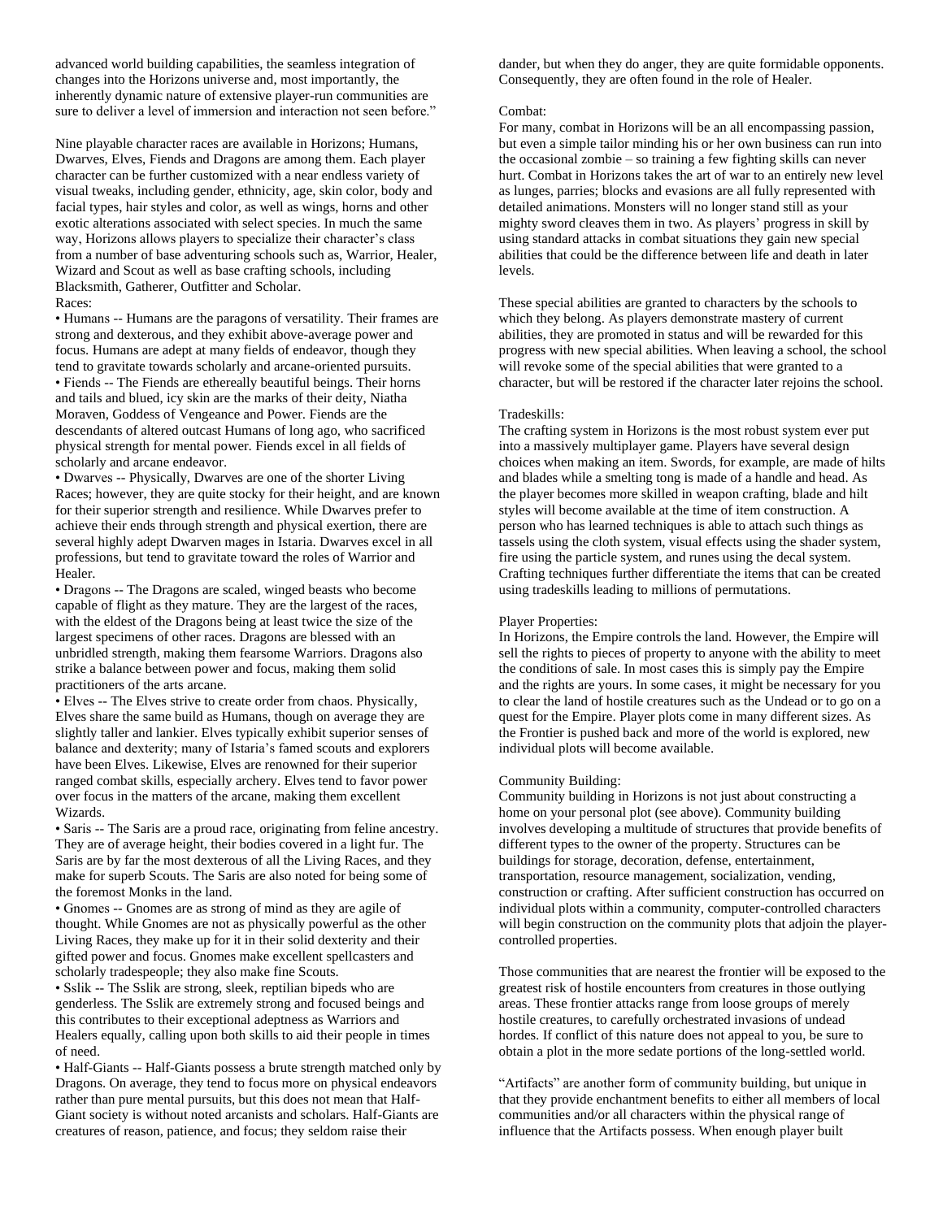advanced world building capabilities, the seamless integration of changes into the Horizons universe and, most importantly, the inherently dynamic nature of extensive player-run communities are sure to deliver a level of immersion and interaction not seen before."

Nine playable character races are available in Horizons; Humans, Dwarves, Elves, Fiends and Dragons are among them. Each player character can be further customized with a near endless variety of visual tweaks, including gender, ethnicity, age, skin color, body and facial types, hair styles and color, as well as wings, horns and other exotic alterations associated with select species. In much the same way, Horizons allows players to specialize their character's class from a number of base adventuring schools such as, Warrior, Healer, Wizard and Scout as well as base crafting schools, including Blacksmith, Gatherer, Outfitter and Scholar.

Races:

- Humans -- Humans are the paragons of versatility. Their frames are strong and dexterous, and they exhibit above-average power and focus. Humans are adept at many fields of endeavor, though they tend to gravitate towards scholarly and arcane-oriented pursuits.
- Fiends -- The Fiends are ethereally beautiful beings. Their horns and tails and blued, icy skin are the marks of their deity, Niatha Moraven, Goddess of Vengeance and Power. Fiends are the descendants of altered outcast Humans of long ago, who sacrificed physical strength for mental power. Fiends excel in all fields of scholarly and arcane endeavor.
- Dwarves -- Physically, Dwarves are one of the shorter Living Races; however, they are quite stocky for their height, and are known for their superior strength and resilience. While Dwarves prefer to achieve their ends through strength and physical exertion, there are several highly adept Dwarven mages in Istaria. Dwarves excel in all professions, but tend to gravitate toward the roles of Warrior and Healer.
- Dragons -- The Dragons are scaled, winged beasts who become capable of flight as they mature. They are the largest of the races, with the eldest of the Dragons being at least twice the size of the largest specimens of other races. Dragons are blessed with an unbridled strength, making them fearsome Warriors. Dragons also strike a balance between power and focus, making them solid practitioners of the arts arcane.
- Elves -- The Elves strive to create order from chaos. Physically, Elves share the same build as Humans, though on average they are slightly taller and lankier. Elves typically exhibit superior senses of balance and dexterity; many of Istaria's famed scouts and explorers have been Elves. Likewise, Elves are renowned for their superior ranged combat skills, especially archery. Elves tend to favor power over focus in the matters of the arcane, making them excellent Wizards.
- Saris -- The Saris are a proud race, originating from feline ancestry. They are of average height, their bodies covered in a light fur. The Saris are by far the most dexterous of all the Living Races, and they make for superb Scouts. The Saris are also noted for being some of the foremost Monks in the land.
- Gnomes -- Gnomes are as strong of mind as they are agile of thought. While Gnomes are not as physically powerful as the other Living Races, they make up for it in their solid dexterity and their gifted power and focus. Gnomes make excellent spellcasters and scholarly tradespeople; they also make fine Scouts.
- Sslik -- The Sslik are strong, sleek, reptilian bipeds who are genderless. The Sslik are extremely strong and focused beings and this contributes to their exceptional adeptness as Warriors and Healers equally, calling upon both skills to aid their people in times of need.
- Half-Giants -- Half-Giants possess a brute strength matched only by Dragons. On average, they tend to focus more on physical endeavors rather than pure mental pursuits, but this does not mean that Half-Giant society is without noted arcanists and scholars. Half-Giants are creatures of reason, patience, and focus; they seldom raise their dander, but when they do anger, they are quite formidable opponents. Consequently, they are often found in the role of Healer.

Combat:

For many, combat in Horizons will be an all encompassing passion, but even a simple tailor minding his or her own business can run into the occasional zombie – so training a few fighting skills can never hurt. Combat in Horizons takes the art of war to an entirely new level as lunges, parries; blocks and evasions are all fully represented with detailed animations. Monsters will no longer stand still as your mighty sword cleaves them in two. As players' progress in skill by using standard attacks in combat situations they gain new special abilities that could be the difference between life and death in later levels.

These special abilities are granted to characters by the schools to which they belong. As players demonstrate mastery of current abilities, they are promoted in status and will be rewarded for this progress with new special abilities. When leaving a school, the school will revoke some of the special abilities that were granted to a character, but will be restored if the character later rejoins the school.

Tradeskills:

The crafting system in Horizons is the most robust system ever put into a massively multiplayer game. Players have several design choices when making an item. Swords, for example, are made of hilts and blades while a smelting tong is made of a handle and head. As the player becomes more skilled in weapon crafting, blade and hilt styles will become available at the time of item construction. A person who has learned techniques is able to attach such things as tassels using the cloth system, visual effects using the shader system, fire using the particle system, and runes using the decal system. Crafting techniques further differentiate the items that can be created using tradeskills leading to millions of permutations.

Player Properties:

In Horizons, the Empire controls the land. However, the Empire will sell the rights to pieces of property to anyone with the ability to meet the conditions of sale. In most cases this is simply pay the Empire and the rights are yours. In some cases, it might be necessary for you to clear the land of hostile creatures such as the Undead or to go on a quest for the Empire. Player plots come in many different sizes. As the Frontier is pushed back and more of the world is explored, new individual plots will become available.

Community Building:

Community building in Horizons is not just about constructing a home on your personal plot (see above). Community building involves developing a multitude of structures that provide benefits of different types to the owner of the property. Structures can be buildings for storage, decoration, defense, entertainment, transportation, resource management, socialization, vending, construction or crafting. After sufficient construction has occurred on individual plots within a community, computer-controlled characters will begin construction on the community plots that adjoin the player-controlled properties.

Those communities that are nearest the frontier will be exposed to the greatest risk of hostile encounters from creatures in those outlying areas. These frontier attacks range from loose groups of merely hostile creatures, to carefully orchestrated invasions of undead hordes. If conflict of this nature does not appeal to you, be sure to obtain a plot in the more sedate portions of the long-settled world.

"Artifacts" are another form of community building, but unique in that they provide enchantment benefits to either all members of local communities and/or all characters within the physical range of influence that the Artifacts possess. When enough player built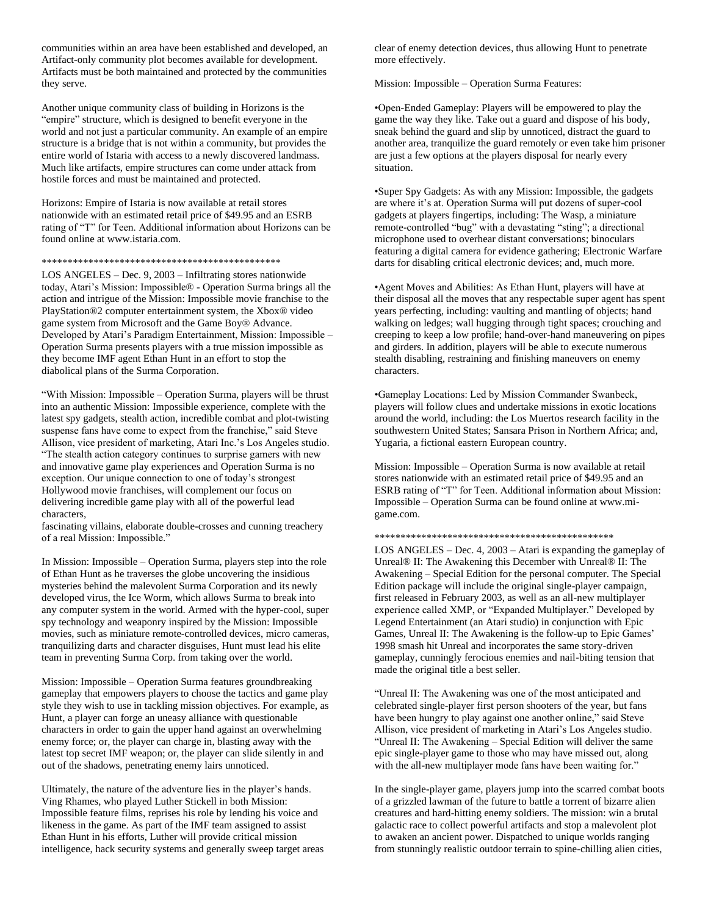communities within an area have been established and developed, an Artifact-only community plot becomes available for development. Artifacts must be both maintained and protected by the communities they serve.

Another unique community class of building in Horizons is the "empire" structure, which is designed to benefit everyone in the world and not just a particular community. An example of an empire structure is a bridge that is not within a community, but provides the entire world of Istaria with access to a newly discovered landmass. Much like artifacts, empire structures can come under attack from hostile forces and must be maintained and protected.

Horizons: Empire of Istaria is now available at retail stores nationwide with an estimated retail price of $49.95 and an ESRB rating of "T" for Teen. Additional information about Horizons can be found online at www.istaria.com.

***********************************************

LOS ANGELES – Dec. 9, 2003 – Infiltrating stores nationwide today, Atari's Mission: Impossible® - Operation Surma brings all the action and intrigue of the Mission: Impossible movie franchise to the PlayStation®2 computer entertainment system, the Xbox® video game system from Microsoft and the Game Boy® Advance. Developed by Atari's Paradigm Entertainment, Mission: Impossible – Operation Surma presents players with a true mission impossible as they become IMF agent Ethan Hunt in an effort to stop the diabolical plans of the Surma Corporation.

"With Mission: Impossible – Operation Surma, players will be thrust into an authentic Mission: Impossible experience, complete with the latest spy gadgets, stealth action, incredible combat and plot-twisting suspense fans have come to expect from the franchise," said Steve Allison, vice president of marketing, Atari Inc.'s Los Angeles studio. "The stealth action category continues to surprise gamers with new and innovative game play experiences and Operation Surma is no exception. Our unique connection to one of today's strongest Hollywood movie franchises, will complement our focus on delivering incredible game play with all of the powerful lead characters,
fascinating villains, elaborate double-crosses and cunning treachery of a real Mission: Impossible."

In Mission: Impossible – Operation Surma, players step into the role of Ethan Hunt as he traverses the globe uncovering the insidious mysteries behind the malevolent Surma Corporation and its newly developed virus, the Ice Worm, which allows Surma to break into any computer system in the world. Armed with the hyper-cool, super spy technology and weaponry inspired by the Mission: Impossible movies, such as miniature remote-controlled devices, micro cameras, tranquilizing darts and character disguises, Hunt must lead his elite team in preventing Surma Corp. from taking over the world.

Mission: Impossible – Operation Surma features groundbreaking gameplay that empowers players to choose the tactics and game play style they wish to use in tackling mission objectives. For example, as Hunt, a player can forge an uneasy alliance with questionable characters in order to gain the upper hand against an overwhelming enemy force; or, the player can charge in, blasting away with the latest top secret IMF weapon; or, the player can slide silently in and out of the shadows, penetrating enemy lairs unnoticed.

Ultimately, the nature of the adventure lies in the player's hands. Ving Rhames, who played Luther Stickell in both Mission: Impossible feature films, reprises his role by lending his voice and likeness in the game. As part of the IMF team assigned to assist Ethan Hunt in his efforts, Luther will provide critical mission intelligence, hack security systems and generally sweep target areas clear of enemy detection devices, thus allowing Hunt to penetrate more effectively.

Mission: Impossible – Operation Surma Features:

•Open-Ended Gameplay: Players will be empowered to play the game the way they like. Take out a guard and dispose of his body, sneak behind the guard and slip by unnoticed, distract the guard to another area, tranquilize the guard remotely or even take him prisoner are just a few options at the players disposal for nearly every situation.

•Super Spy Gadgets: As with any Mission: Impossible, the gadgets are where it's at. Operation Surma will put dozens of super-cool gadgets at players fingertips, including: The Wasp, a miniature remote-controlled "bug" with a devastating "sting"; a directional microphone used to overhear distant conversations; binoculars featuring a digital camera for evidence gathering; Electronic Warfare darts for disabling critical electronic devices; and, much more.

•Agent Moves and Abilities: As Ethan Hunt, players will have at their disposal all the moves that any respectable super agent has spent years perfecting, including: vaulting and mantling of objects; hand walking on ledges; wall hugging through tight spaces; crouching and creeping to keep a low profile; hand-over-hand maneuvering on pipes and girders. In addition, players will be able to execute numerous stealth disabling, restraining and finishing maneuvers on enemy characters.

•Gameplay Locations: Led by Mission Commander Swanbeck, players will follow clues and undertake missions in exotic locations around the world, including: the Los Muertos research facility in the southwestern United States; Sansara Prison in Northern Africa; and, Yugaria, a fictional eastern European country.

Mission: Impossible – Operation Surma is now available at retail stores nationwide with an estimated retail price of $49.95 and an ESRB rating of "T" for Teen. Additional information about Mission: Impossible – Operation Surma can be found online at www.mi-game.com.

***********************************************

LOS ANGELES – Dec. 4, 2003 – Atari is expanding the gameplay of Unreal® II: The Awakening this December with Unreal® II: The Awakening – Special Edition for the personal computer. The Special Edition package will include the original single-player campaign, first released in February 2003, as well as an all-new multiplayer experience called XMP, or "Expanded Multiplayer." Developed by Legend Entertainment (an Atari studio) in conjunction with Epic Games, Unreal II: The Awakening is the follow-up to Epic Games' 1998 smash hit Unreal and incorporates the same story-driven gameplay, cunningly ferocious enemies and nail-biting tension that made the original title a best seller.

"Unreal II: The Awakening was one of the most anticipated and celebrated single-player first person shooters of the year, but fans have been hungry to play against one another online," said Steve Allison, vice president of marketing in Atari's Los Angeles studio. "Unreal II: The Awakening – Special Edition will deliver the same epic single-player game to those who may have missed out, along with the all-new multiplayer mode fans have been waiting for."

In the single-player game, players jump into the scarred combat boots of a grizzled lawman of the future to battle a torrent of bizarre alien creatures and hard-hitting enemy soldiers. The mission: win a brutal galactic race to collect powerful artifacts and stop a malevolent plot to awaken an ancient power. Dispatched to unique worlds ranging from stunningly realistic outdoor terrain to spine-chilling alien cities,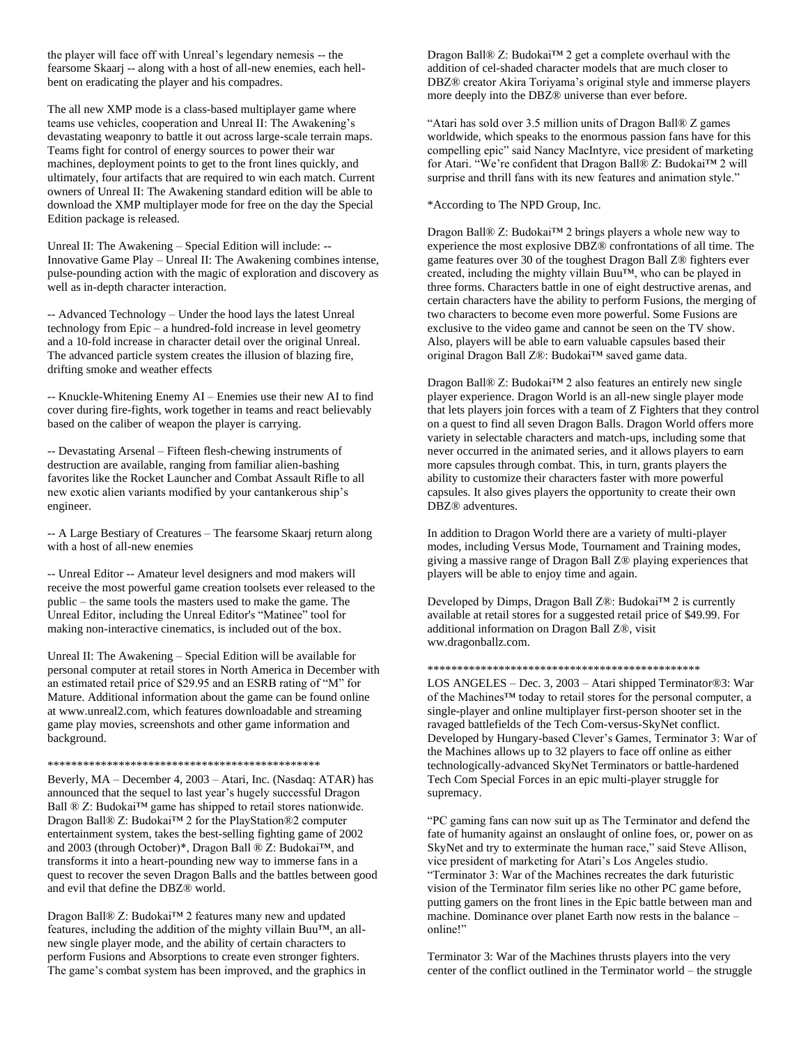the player will face off with Unreal's legendary nemesis -- the fearsome Skaarj -- along with a host of all-new enemies, each hell-bent on eradicating the player and his compadres.

The all new XMP mode is a class-based multiplayer game where teams use vehicles, cooperation and Unreal II: The Awakening's devastating weaponry to battle it out across large-scale terrain maps. Teams fight for control of energy sources to power their war machines, deployment points to get to the front lines quickly, and ultimately, four artifacts that are required to win each match. Current owners of Unreal II: The Awakening standard edition will be able to download the XMP multiplayer mode for free on the day the Special Edition package is released.

Unreal II: The Awakening – Special Edition will include: -- Innovative Game Play – Unreal II: The Awakening combines intense, pulse-pounding action with the magic of exploration and discovery as well as in-depth character interaction.

-- Advanced Technology – Under the hood lays the latest Unreal technology from Epic – a hundred-fold increase in level geometry and a 10-fold increase in character detail over the original Unreal. The advanced particle system creates the illusion of blazing fire, drifting smoke and weather effects

-- Knuckle-Whitening Enemy AI – Enemies use their new AI to find cover during fire-fights, work together in teams and react believably based on the caliber of weapon the player is carrying.

-- Devastating Arsenal – Fifteen flesh-chewing instruments of destruction are available, ranging from familiar alien-bashing favorites like the Rocket Launcher and Combat Assault Rifle to all new exotic alien variants modified by your cantankerous ship's engineer.

-- A Large Bestiary of Creatures – The fearsome Skaarj return along with a host of all-new enemies

-- Unreal Editor -- Amateur level designers and mod makers will receive the most powerful game creation toolsets ever released to the public – the same tools the masters used to make the game. The Unreal Editor, including the Unreal Editor's "Matinee" tool for making non-interactive cinematics, is included out of the box.

Unreal II: The Awakening – Special Edition will be available for personal computer at retail stores in North America in December with an estimated retail price of $29.95 and an ESRB rating of "M" for Mature. Additional information about the game can be found online at www.unreal2.com, which features downloadable and streaming game play movies, screenshots and other game information and background.

***********************************************

Beverly, MA – December 4, 2003 – Atari, Inc. (Nasdaq: ATAR) has announced that the sequel to last year's hugely successful Dragon Ball ® Z: Budokai™ game has shipped to retail stores nationwide. Dragon Ball® Z: Budokai™ 2 for the PlayStation®2 computer entertainment system, takes the best-selling fighting game of 2002 and 2003 (through October)*, Dragon Ball ® Z: Budokai™, and transforms it into a heart-pounding new way to immerse fans in a quest to recover the seven Dragon Balls and the battles between good and evil that define the DBZ® world.

Dragon Ball® Z: Budokai™ 2 features many new and updated features, including the addition of the mighty villain Buu™, an all-new single player mode, and the ability of certain characters to perform Fusions and Absorptions to create even stronger fighters. The game's combat system has been improved, and the graphics in Dragon Ball® Z: Budokai™ 2 get a complete overhaul with the addition of cel-shaded character models that are much closer to DBZ® creator Akira Toriyama's original style and immerse players more deeply into the DBZ® universe than ever before.

"Atari has sold over 3.5 million units of Dragon Ball® Z games worldwide, which speaks to the enormous passion fans have for this compelling epic" said Nancy MacIntyre, vice president of marketing for Atari. "We're confident that Dragon Ball® Z: Budokai™ 2 will surprise and thrill fans with its new features and animation style."

*According to The NPD Group, Inc.

Dragon Ball® Z: Budokai™ 2 brings players a whole new way to experience the most explosive DBZ® confrontations of all time. The game features over 30 of the toughest Dragon Ball Z® fighters ever created, including the mighty villain Buu™, who can be played in three forms. Characters battle in one of eight destructive arenas, and certain characters have the ability to perform Fusions, the merging of two characters to become even more powerful. Some Fusions are exclusive to the video game and cannot be seen on the TV show. Also, players will be able to earn valuable capsules based their original Dragon Ball Z®: Budokai™ saved game data.

Dragon Ball® Z: Budokai™ 2 also features an entirely new single player experience. Dragon World is an all-new single player mode that lets players join forces with a team of Z Fighters that they control on a quest to find all seven Dragon Balls. Dragon World offers more variety in selectable characters and match-ups, including some that never occurred in the animated series, and it allows players to earn more capsules through combat. This, in turn, grants players the ability to customize their characters faster with more powerful capsules. It also gives players the opportunity to create their own DBZ® adventures.

In addition to Dragon World there are a variety of multi-player modes, including Versus Mode, Tournament and Training modes, giving a massive range of Dragon Ball Z® playing experiences that players will be able to enjoy time and again.

Developed by Dimps, Dragon Ball Z®: Budokai™ 2 is currently available at retail stores for a suggested retail price of $49.99. For additional information on Dragon Ball Z®, visit ww.dragonballz.com.

***********************************************

LOS ANGELES – Dec. 3, 2003 – Atari shipped Terminator®3: War of the Machines™ today to retail stores for the personal computer, a single-player and online multiplayer first-person shooter set in the ravaged battlefields of the Tech Com-versus-SkyNet conflict. Developed by Hungary-based Clever's Games, Terminator 3: War of the Machines allows up to 32 players to face off online as either technologically-advanced SkyNet Terminators or battle-hardened Tech Com Special Forces in an epic multi-player struggle for supremacy.

"PC gaming fans can now suit up as The Terminator and defend the fate of humanity against an onslaught of online foes, or, power on as SkyNet and try to exterminate the human race," said Steve Allison, vice president of marketing for Atari's Los Angeles studio. "Terminator 3: War of the Machines recreates the dark futuristic vision of the Terminator film series like no other PC game before, putting gamers on the front lines in the Epic battle between man and machine. Dominance over planet Earth now rests in the balance – online!"

Terminator 3: War of the Machines thrusts players into the very center of the conflict outlined in the Terminator world – the struggle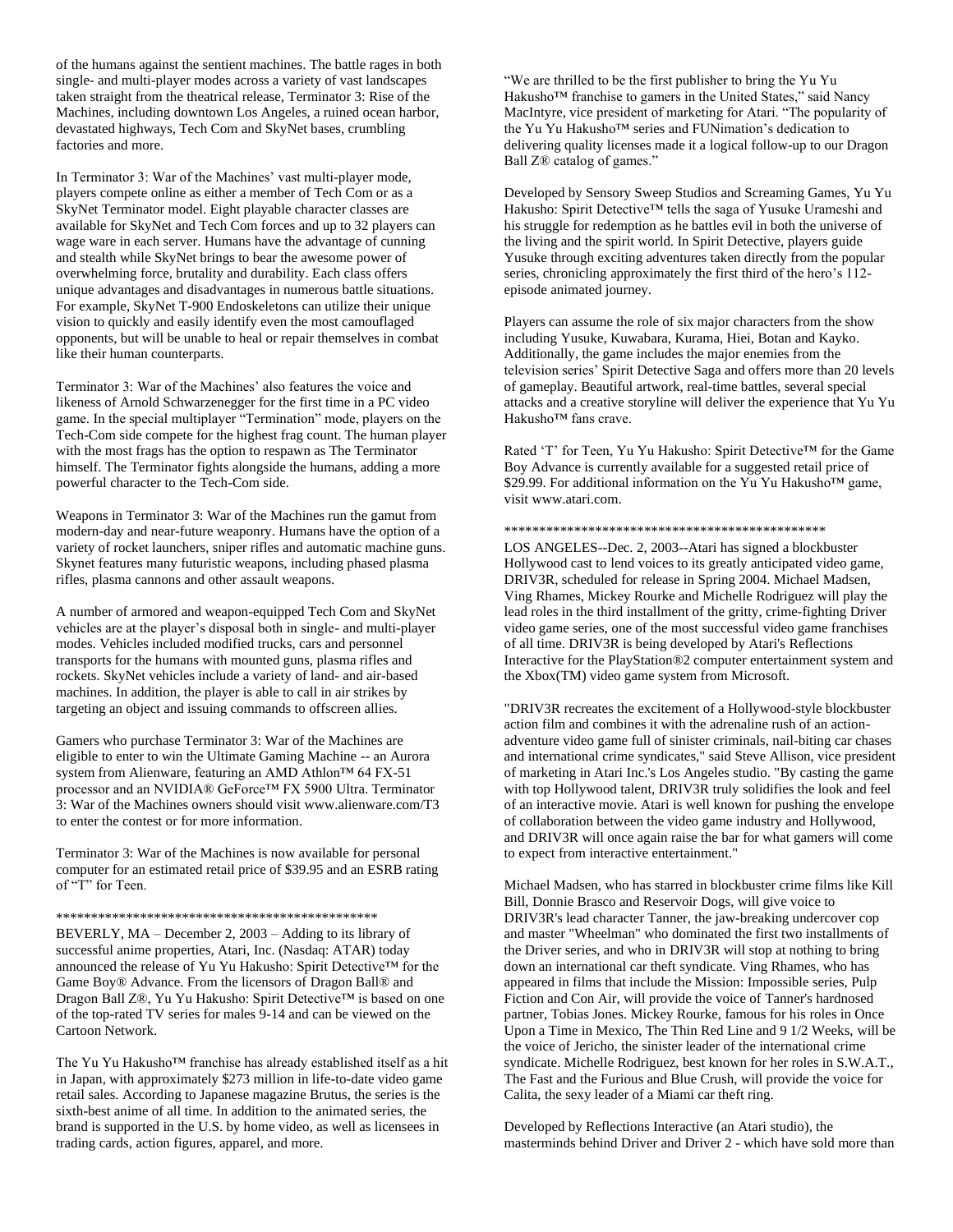of the humans against the sentient machines. The battle rages in both single- and multi-player modes across a variety of vast landscapes taken straight from the theatrical release, Terminator 3: Rise of the Machines, including downtown Los Angeles, a ruined ocean harbor, devastated highways, Tech Com and SkyNet bases, crumbling factories and more.

In Terminator 3: War of the Machines' vast multi-player mode, players compete online as either a member of Tech Com or as a SkyNet Terminator model. Eight playable character classes are available for SkyNet and Tech Com forces and up to 32 players can wage ware in each server. Humans have the advantage of cunning and stealth while SkyNet brings to bear the awesome power of overwhelming force, brutality and durability. Each class offers unique advantages and disadvantages in numerous battle situations. For example, SkyNet T-900 Endoskeletons can utilize their unique vision to quickly and easily identify even the most camouflaged opponents, but will be unable to heal or repair themselves in combat like their human counterparts.

Terminator 3: War of the Machines' also features the voice and likeness of Arnold Schwarzenegger for the first time in a PC video game. In the special multiplayer "Termination" mode, players on the Tech-Com side compete for the highest frag count. The human player with the most frags has the option to respawn as The Terminator himself. The Terminator fights alongside the humans, adding a more powerful character to the Tech-Com side.

Weapons in Terminator 3: War of the Machines run the gamut from modern-day and near-future weaponry. Humans have the option of a variety of rocket launchers, sniper rifles and automatic machine guns. Skynet features many futuristic weapons, including phased plasma rifles, plasma cannons and other assault weapons.

A number of armored and weapon-equipped Tech Com and SkyNet vehicles are at the player's disposal both in single- and multi-player modes. Vehicles included modified trucks, cars and personnel transports for the humans with mounted guns, plasma rifles and rockets. SkyNet vehicles include a variety of land- and air-based machines. In addition, the player is able to call in air strikes by targeting an object and issuing commands to offscreen allies.

Gamers who purchase Terminator 3: War of the Machines are eligible to enter to win the Ultimate Gaming Machine -- an Aurora system from Alienware, featuring an AMD Athlon™ 64 FX-51 processor and an NVIDIA® GeForce™ FX 5900 Ultra. Terminator 3: War of the Machines owners should visit www.alienware.com/T3 to enter the contest or for more information.

Terminator 3: War of the Machines is now available for personal computer for an estimated retail price of $39.95 and an ESRB rating of "T" for Teen.

\*\*\*\*\*\*\*\*\*\*\*\*\*\*\*\*\*\*\*\*\*\*\*\*\*\*\*\*\*\*\*\*\*\*\*\*\*\*\*\*\*\*\*\*\*\*\*

BEVERLY, MA – December 2, 2003 – Adding to its library of successful anime properties, Atari, Inc. (Nasdaq: ATAR) today announced the release of Yu Yu Hakusho: Spirit Detective™ for the Game Boy® Advance. From the licensors of Dragon Ball® and Dragon Ball Z®, Yu Yu Hakusho: Spirit Detective™ is based on one of the top-rated TV series for males 9-14 and can be viewed on the Cartoon Network.

The Yu Yu Hakusho™ franchise has already established itself as a hit in Japan, with approximately $273 million in life-to-date video game retail sales. According to Japanese magazine Brutus, the series is the sixth-best anime of all time. In addition to the animated series, the brand is supported in the U.S. by home video, as well as licensees in trading cards, action figures, apparel, and more.

"We are thrilled to be the first publisher to bring the Yu Yu Hakusho™ franchise to gamers in the United States," said Nancy MacIntyre, vice president of marketing for Atari. "The popularity of the Yu Yu Hakusho™ series and FUNimation's dedication to delivering quality licenses made it a logical follow-up to our Dragon Ball Z® catalog of games."

Developed by Sensory Sweep Studios and Screaming Games, Yu Yu Hakusho: Spirit Detective™ tells the saga of Yusuke Urameshi and his struggle for redemption as he battles evil in both the universe of the living and the spirit world. In Spirit Detective, players guide Yusuke through exciting adventures taken directly from the popular series, chronicling approximately the first third of the hero's 112-episode animated journey.

Players can assume the role of six major characters from the show including Yusuke, Kuwabara, Kurama, Hiei, Botan and Kayko. Additionally, the game includes the major enemies from the television series' Spirit Detective Saga and offers more than 20 levels of gameplay. Beautiful artwork, real-time battles, several special attacks and a creative storyline will deliver the experience that Yu Yu Hakusho™ fans crave.

Rated 'T' for Teen, Yu Yu Hakusho: Spirit Detective™ for the Game Boy Advance is currently available for a suggested retail price of $29.99. For additional information on the Yu Yu Hakusho™ game, visit www.atari.com.

\*\*\*\*\*\*\*\*\*\*\*\*\*\*\*\*\*\*\*\*\*\*\*\*\*\*\*\*\*\*\*\*\*\*\*\*\*\*\*\*\*\*\*\*\*\*\*

LOS ANGELES--Dec. 2, 2003--Atari has signed a blockbuster Hollywood cast to lend voices to its greatly anticipated video game, DRIV3R, scheduled for release in Spring 2004. Michael Madsen, Ving Rhames, Mickey Rourke and Michelle Rodriguez will play the lead roles in the third installment of the gritty, crime-fighting Driver video game series, one of the most successful video game franchises of all time. DRIV3R is being developed by Atari's Reflections Interactive for the PlayStation®2 computer entertainment system and the Xbox(TM) video game system from Microsoft.

"DRIV3R recreates the excitement of a Hollywood-style blockbuster action film and combines it with the adrenaline rush of an action-adventure video game full of sinister criminals, nail-biting car chases and international crime syndicates," said Steve Allison, vice president of marketing in Atari Inc.'s Los Angeles studio. "By casting the game with top Hollywood talent, DRIV3R truly solidifies the look and feel of an interactive movie. Atari is well known for pushing the envelope of collaboration between the video game industry and Hollywood, and DRIV3R will once again raise the bar for what gamers will come to expect from interactive entertainment."

Michael Madsen, who has starred in blockbuster crime films like Kill Bill, Donnie Brasco and Reservoir Dogs, will give voice to DRIV3R's lead character Tanner, the jaw-breaking undercover cop and master "Wheelman" who dominated the first two installments of the Driver series, and who in DRIV3R will stop at nothing to bring down an international car theft syndicate. Ving Rhames, who has appeared in films that include the Mission: Impossible series, Pulp Fiction and Con Air, will provide the voice of Tanner's hardnosed partner, Tobias Jones. Mickey Rourke, famous for his roles in Once Upon a Time in Mexico, The Thin Red Line and 9 1/2 Weeks, will be the voice of Jericho, the sinister leader of the international crime syndicate. Michelle Rodriguez, best known for her roles in S.W.A.T., The Fast and the Furious and Blue Crush, will provide the voice for Calita, the sexy leader of a Miami car theft ring.

Developed by Reflections Interactive (an Atari studio), the masterminds behind Driver and Driver 2 - which have sold more than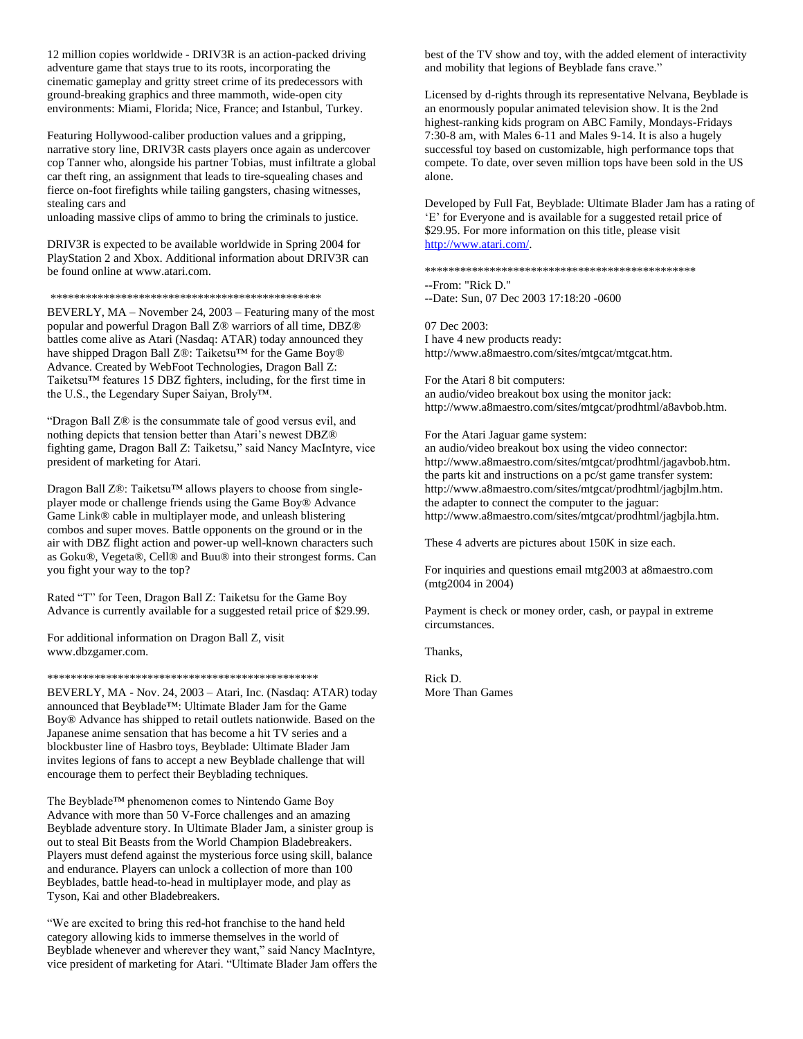12 million copies worldwide - DRIV3R is an action-packed driving adventure game that stays true to its roots, incorporating the cinematic gameplay and gritty street crime of its predecessors with ground-breaking graphics and three mammoth, wide-open city environments: Miami, Florida; Nice, France; and Istanbul, Turkey.

Featuring Hollywood-caliber production values and a gripping, narrative story line, DRIV3R casts players once again as undercover cop Tanner who, alongside his partner Tobias, must infiltrate a global car theft ring, an assignment that leads to tire-squealing chases and fierce on-foot firefights while tailing gangsters, chasing witnesses, stealing cars and
unloading massive clips of ammo to bring the criminals to justice.

DRIV3R is expected to be available worldwide in Spring 2004 for PlayStation 2 and Xbox. Additional information about DRIV3R can be found online at www.atari.com.

***********************************************

BEVERLY, MA – November 24, 2003 – Featuring many of the most popular and powerful Dragon Ball Z® warriors of all time, DBZ® battles come alive as Atari (Nasdaq: ATAR) today announced they have shipped Dragon Ball Z®: Taiketsu™ for the Game Boy® Advance. Created by WebFoot Technologies, Dragon Ball Z: Taiketsu™ features 15 DBZ fighters, including, for the first time in the U.S., the Legendary Super Saiyan, Broly™.

"Dragon Ball Z® is the consummate tale of good versus evil, and nothing depicts that tension better than Atari's newest DBZ® fighting game, Dragon Ball Z: Taiketsu," said Nancy MacIntyre, vice president of marketing for Atari.

Dragon Ball Z®: Taiketsu™ allows players to choose from single-player mode or challenge friends using the Game Boy® Advance Game Link® cable in multiplayer mode, and unleash blistering combos and super moves. Battle opponents on the ground or in the air with DBZ flight action and power-up well-known characters such as Goku®, Vegeta®, Cell® and Buu® into their strongest forms. Can you fight your way to the top?

Rated "T" for Teen, Dragon Ball Z: Taiketsu for the Game Boy Advance is currently available for a suggested retail price of $29.99.

For additional information on Dragon Ball Z, visit www.dbzgamer.com.

***********************************************

BEVERLY, MA - Nov. 24, 2003 – Atari, Inc. (Nasdaq: ATAR) today announced that Beyblade™: Ultimate Blader Jam for the Game Boy® Advance has shipped to retail outlets nationwide. Based on the Japanese anime sensation that has become a hit TV series and a blockbuster line of Hasbro toys, Beyblade: Ultimate Blader Jam invites legions of fans to accept a new Beyblade challenge that will encourage them to perfect their Beyblading techniques.

The Beyblade™ phenomenon comes to Nintendo Game Boy Advance with more than 50 V-Force challenges and an amazing Beyblade adventure story. In Ultimate Blader Jam, a sinister group is out to steal Bit Beasts from the World Champion Bladebreakers. Players must defend against the mysterious force using skill, balance and endurance. Players can unlock a collection of more than 100 Beyblades, battle head-to-head in multiplayer mode, and play as Tyson, Kai and other Bladebreakers.

"We are excited to bring this red-hot franchise to the hand held category allowing kids to immerse themselves in the world of Beyblade whenever and wherever they want," said Nancy MacIntyre, vice president of marketing for Atari. "Ultimate Blader Jam offers the best of the TV show and toy, with the added element of interactivity and mobility that legions of Beyblade fans crave."

Licensed by d-rights through its representative Nelvana, Beyblade is an enormously popular animated television show. It is the 2nd highest-ranking kids program on ABC Family, Mondays-Fridays 7:30-8 am, with Males 6-11 and Males 9-14. It is also a hugely successful toy based on customizable, high performance tops that compete. To date, over seven million tops have been sold in the US alone.

Developed by Full Fat, Beyblade: Ultimate Blader Jam has a rating of 'E' for Everyone and is available for a suggested retail price of $29.95. For more information on this title, please visit http://www.atari.com/.

***********************************************

--From: "Rick D."
--Date: Sun, 07 Dec 2003 17:18:20 -0600

07 Dec 2003:
I have 4 new products ready:
http://www.a8maestro.com/sites/mtgcat/mtgcat.htm.

For the Atari 8 bit computers:
an audio/video breakout box using the monitor jack:
http://www.a8maestro.com/sites/mtgcat/prodhtml/a8avbob.htm.

For the Atari Jaguar game system:
an audio/video breakout box using the video connector:
http://www.a8maestro.com/sites/mtgcat/prodhtml/jagavbob.htm.
the parts kit and instructions on a pc/st game transfer system:
http://www.a8maestro.com/sites/mtgcat/prodhtml/jagbjlm.htm.
the adapter to connect the computer to the jaguar:
http://www.a8maestro.com/sites/mtgcat/prodhtml/jagbjla.htm.

These 4 adverts are pictures about 150K in size each.

For inquiries and questions email mtg2003 at a8maestro.com (mtg2004 in 2004)

Payment is check or money order, cash, or paypal in extreme circumstances.

Thanks,

Rick D.
More Than Games